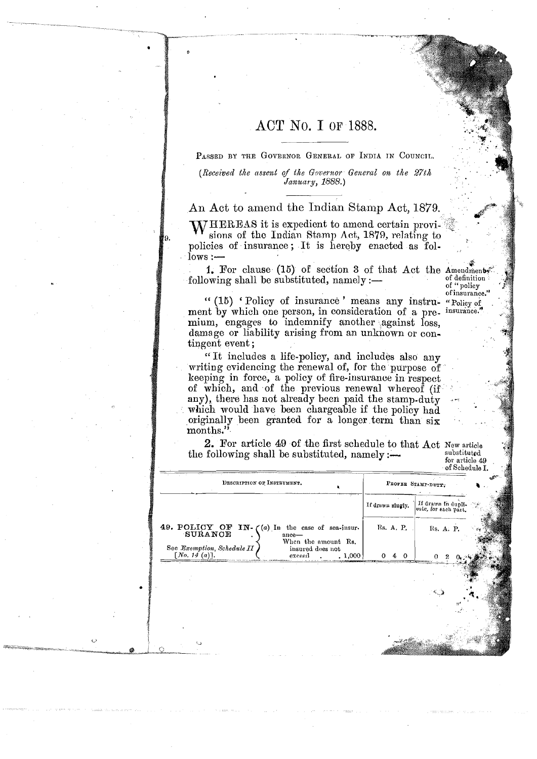# ACT No. I OF 1888.

PASSED BY THE GOVERNOR GENERAL OF INDIA IN COUNCIL.

*(Received the assent of the Governor General on the 27th January, 1888.)*

## An Act to amend the Indian Stamp Act, 1879.

WHEREAS it is expedient to amend certain provisions of the Indian Stamp Act, 1879, relating to policies of insurance; It is hereby enacted as follows:—

Amendment of definition of "policy of insurance."

**1.** For clause (15) of section 3 of that Act the following shall be substituted, namely:—

"Policy of insurance."

"(15) 'Policy of insurance' means any instrument by which one person, in consideration of a premium, engages to indemnify another against loss, damage or liability arising from an unknown or contingent event;

"It includes a life-policy, and includes also any writing evidencing the renewal of, for the purpose of keeping in force, a policy of fire-insurance in respect of which, and of the previous renewal whereof (if any), there has not already been paid the stamp-duty which would have been chargeable if the policy had originally been granted for a longer term than six months."

New article substituted for article 49 of Schedule I.

**2.** For article 49 of the first schedule to that Act the following shall be substituted, namely:—

| DESCRIPTION OF INSTRUMENT. | | PROPER STAMP-DUTY. | |
|---|---|---|---|
| | | If drawn singly. | If drawn in duplicate, for each part. |
| 49. POLICY OF INSURANCE. See *Exemption, Schedule II* [*No. 14 (a)*]. | (a) In the case of sea-insurance— When the amount insured does not exceed Rs. 1,000 | Rs. A. P. 0 4 0 | Rs. A. P. 0 2 0 |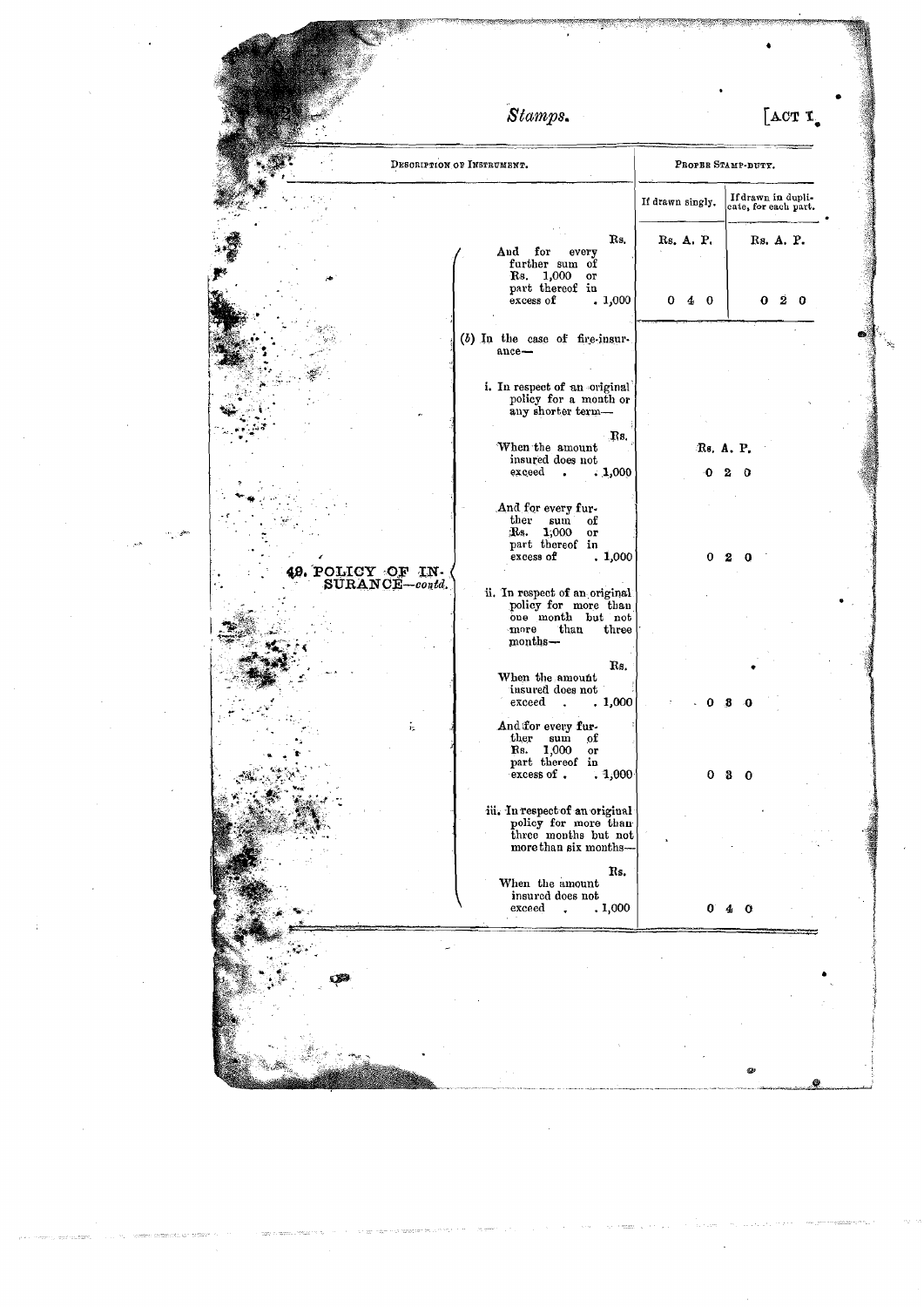| DESCRIPTION OF INSTRUMENT. | | PROPER STAMP-DUTY. | |
|---|---|---|---|
| | | If drawn singly. | If drawn in duplicate, for each part. |
| 49. POLICY OF INSURANCE—*contd.* | And for every further sum of Rs. 1,000 or part thereof in excess of Rs. 1,000 | Rs. A. P. 0 4 0 | Rs. A. P. 0 2 0 |
| | (*b*) In the case of fire-insurance— | | |
| | i. In respect of an original policy for a month or any shorter term— | | |
| | When the amount insured does not exceed Rs. 1,000 | Rs. A. P. 0 2 0 | |
| | And for every further sum of Rs. 1,000 or part thereof in excess of Rs. 1,000 | 0 2 0 | |
| | ii. In respect of an original policy for more than one month but not more than three months— | | |
| | When the amount insured does not exceed Rs. 1,000 | 0 3 0 | |
| | And for every further sum of Rs. 1,000 or part thereof in excess of Rs. 1,000 | 0 3 0 | |
| | iii. In respect of an original policy for more than three months but not more than six months— | | |
| | When the amount insured does not exceed Rs. 1,000 | 0 4 0 | |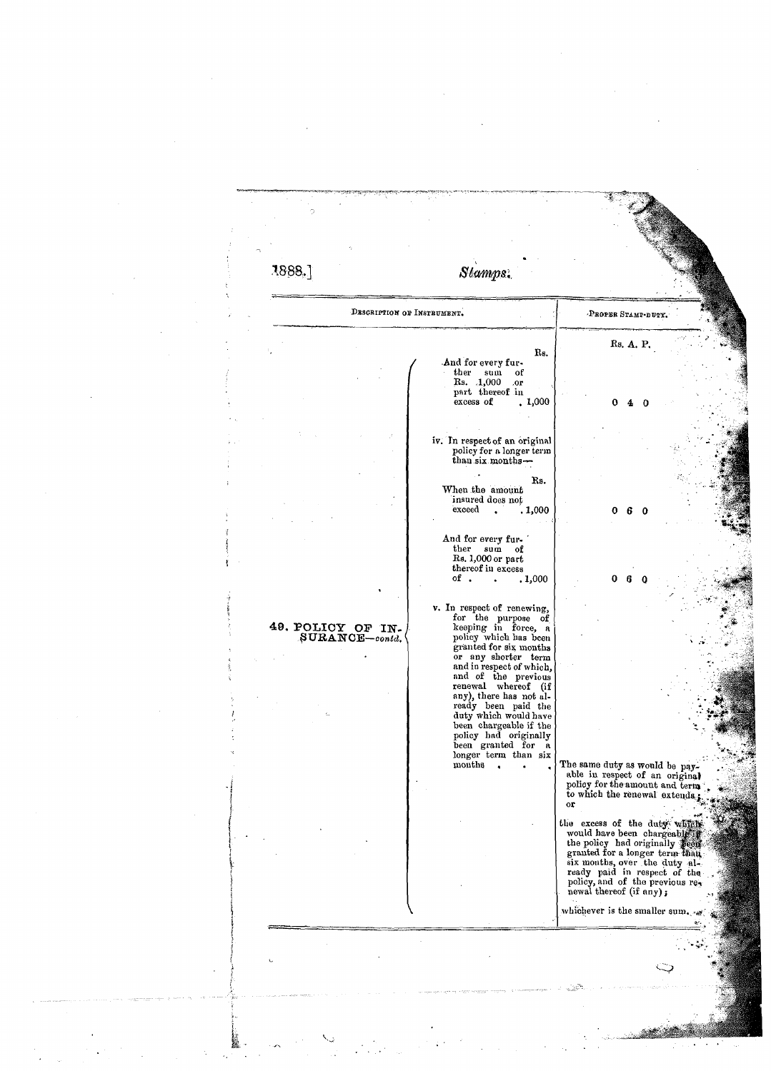| Description of Instrument. | | Proper Stamp-duty. |
|---|---|---|
| | | Rs. A. P. |
| 49. POLICY OF INSURANCE—*contd.* | Rs. And for every further sum of Rs. 1,000 or part thereof in excess of . 1,000 | 0 4 0 |
| | iv. In respect of an original policy for a longer term than six months— | |
| | Rs. When the amount insured does not exceed . . 1,000 | 0 6 0 |
| | And for every further sum of Rs. 1,000 or part thereof in excess of . . . 1,000 | 0 6 0 |
| | v. In respect of renewing, for the purpose of keeping in force, a policy which has been granted for six months or any shorter term and in respect of which, and of the previous renewal whereof (if any), there has not already been paid the duty which would have been chargeable if the policy had originally been granted for a longer term than six months . . . | The same duty as would be payable in respect of an original policy for the amount and term to which the renewal extends; or<br><br>the excess of the duty which would have been chargeable if the policy had originally been granted for a longer term than six months, over the duty already paid in respect of the policy, and of the previous renewal thereof (if any);<br><br>whichever is the smaller sum. |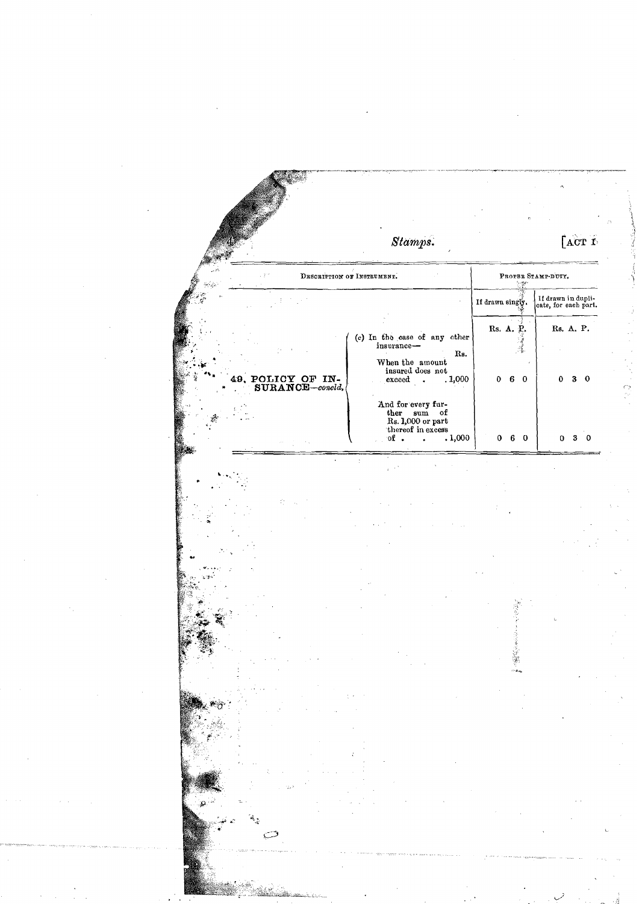| Description of Instrument. | | Proper Stamp-Duty. | |
|---|---|---|---|
| | | If drawn singly. | If drawn in duplicate, for each part. |
| | | Rs. A. P. | Rs. A. P. |
| 49. POLICY OF INSURANCE—*concld.* | (*c*) In the case of any other insurance— | | |
| | When the amount insured does not exceed . . Rs. 1,000 | 0 6 0 | 0 3 0 |
| | And for every further sum of Rs. 1,000 or part thereof in excess of . . . 1,000 | 0 6 0 | 0 3 0 |